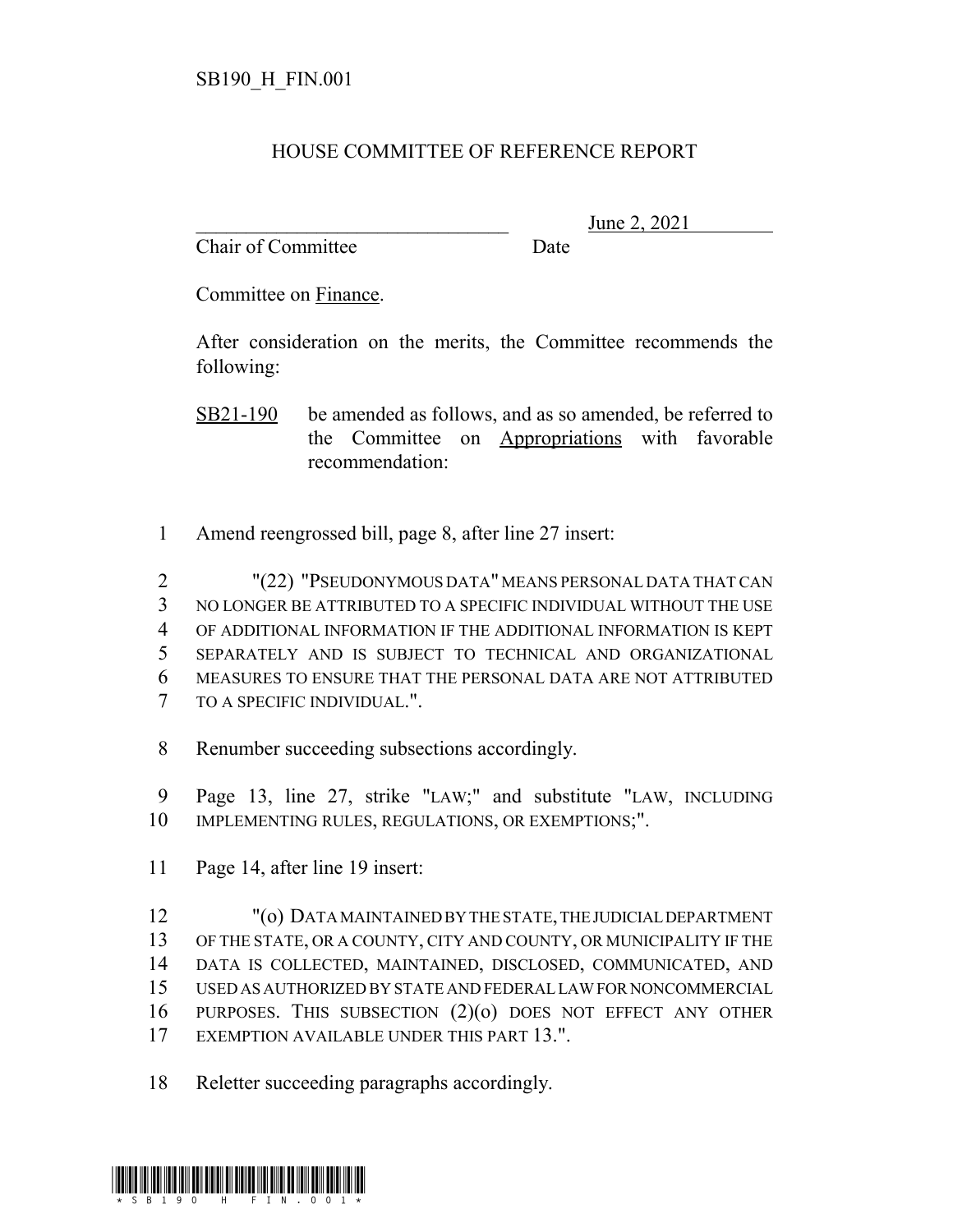SB190_H_FIN.001

# HOUSE COMMITTEE OF REFERENCE REPORT

\_\_\_\_\_\_\_\_\_\_\_\_\_\_\_\_\_\_\_\_\_\_\_\_\_\_\_\_\_\_\_\_ June 2, 2021
Chair of Committee Date

Committee on Finance.

After consideration on the merits, the Committee recommends the following:

SB21-190 be amended as follows, and as so amended, be referred to the Committee on Appropriations with favorable recommendation:

1 Amend reengrossed bill, page 8, after line 27 insert:

2 "(22) "PSEUDONYMOUS DATA" MEANS PERSONAL DATA THAT CAN
3 NO LONGER BE ATTRIBUTED TO A SPECIFIC INDIVIDUAL WITHOUT THE USE
4 OF ADDITIONAL INFORMATION IF THE ADDITIONAL INFORMATION IS KEPT
5 SEPARATELY AND IS SUBJECT TO TECHNICAL AND ORGANIZATIONAL
6 MEASURES TO ENSURE THAT THE PERSONAL DATA ARE NOT ATTRIBUTED
7 TO A SPECIFIC INDIVIDUAL.".

8 Renumber succeeding subsections accordingly.

9 Page 13, line 27, strike "LAW;" and substitute "LAW, INCLUDING
10 IMPLEMENTING RULES, REGULATIONS, OR EXEMPTIONS;".

11 Page 14, after line 19 insert:

12 "(o) DATA MAINTAINED BY THE STATE, THE JUDICIAL DEPARTMENT
13 OF THE STATE, OR A COUNTY, CITY AND COUNTY, OR MUNICIPALITY IF THE
14 DATA IS COLLECTED, MAINTAINED, DISCLOSED, COMMUNICATED, AND
15 USED AS AUTHORIZED BY STATE AND FEDERAL LAW FOR NONCOMMERCIAL
16 PURPOSES. THIS SUBSECTION (2)(o) DOES NOT EFFECT ANY OTHER
17 EXEMPTION AVAILABLE UNDER THIS PART 13.".

18 Reletter succeeding paragraphs accordingly.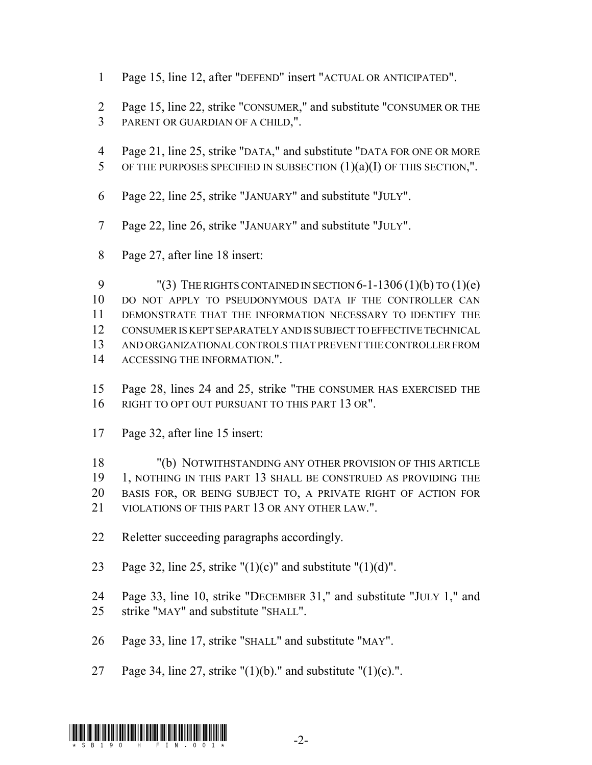Page 15, line 12, after "DEFEND" insert "ACTUAL OR ANTICIPATED".

Page 15, line 22, strike "CONSUMER," and substitute "CONSUMER OR THE PARENT OR GUARDIAN OF A CHILD,".

Page 21, line 25, strike "DATA," and substitute "DATA FOR ONE OR MORE OF THE PURPOSES SPECIFIED IN SUBSECTION (1)(a)(I) OF THIS SECTION,".

Page 22, line 25, strike "JANUARY" and substitute "JULY".

Page 22, line 26, strike "JANUARY" and substitute "JULY".

Page 27, after line 18 insert:

"(3) THE RIGHTS CONTAINED IN SECTION 6-1-1306 (1)(b) TO (1)(e) DO NOT APPLY TO PSEUDONYMOUS DATA IF THE CONTROLLER CAN DEMONSTRATE THAT THE INFORMATION NECESSARY TO IDENTIFY THE CONSUMER IS KEPT SEPARATELY AND IS SUBJECT TO EFFECTIVE TECHNICAL AND ORGANIZATIONAL CONTROLS THAT PREVENT THE CONTROLLER FROM ACCESSING THE INFORMATION.".

Page 28, lines 24 and 25, strike "THE CONSUMER HAS EXERCISED THE RIGHT TO OPT OUT PURSUANT TO THIS PART 13 OR".

Page 32, after line 15 insert:

"(b) NOTWITHSTANDING ANY OTHER PROVISION OF THIS ARTICLE 1, NOTHING IN THIS PART 13 SHALL BE CONSTRUED AS PROVIDING THE BASIS FOR, OR BEING SUBJECT TO, A PRIVATE RIGHT OF ACTION FOR VIOLATIONS OF THIS PART 13 OR ANY OTHER LAW.".

Reletter succeeding paragraphs accordingly.

Page 32, line 25, strike "(1)(c)" and substitute "(1)(d)".

Page 33, line 10, strike "DECEMBER 31," and substitute "JULY 1," and strike "MAY" and substitute "SHALL".

Page 33, line 17, strike "SHALL" and substitute "MAY".

Page 34, line 27, strike "(1)(b)." and substitute "(1)(c).".